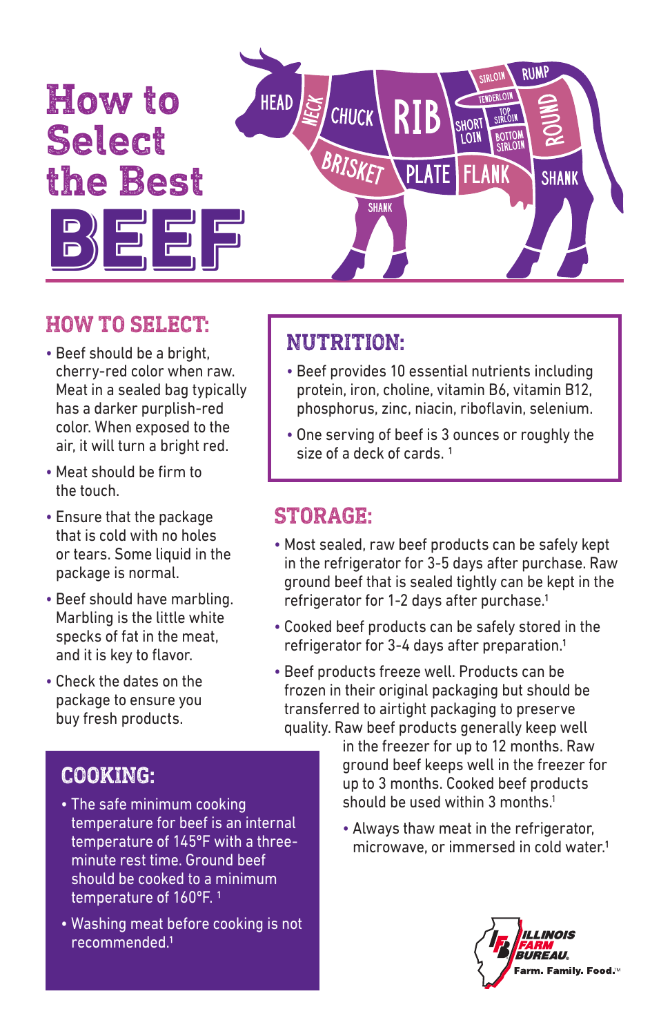# How to Select the Best BEEF

## HOW TO SELECT:

- Beef should be a bright, cherry-red color when raw. Meat in a sealed bag typically has a darker purplish-red color. When exposed to the air, it will turn a bright red.
- Meat should be firm to the touch.
- Ensure that the package that is cold with no holes or tears. Some liquid in the package is normal.
- Beef should have marbling. Marbling is the little white specks of fat in the meat, and it is key to flavor.
- Check the dates on the package to ensure you buy fresh products.

## NUTRITION:

- Beef provides 10 essential nutrients including protein, iron, choline, vitamin B6, vitamin B12, phosphorus, zinc, niacin, riboflavin, selenium.
- One serving of beef is 3 ounces or roughly the size of a deck of cards. [1]

## STORAGE:

- Most sealed, raw beef products can be safely kept in the refrigerator for 3-5 days after purchase. Raw ground beef that is sealed tightly can be kept in the refrigerator for 1-2 days after purchase.[1]
- Cooked beef products can be safely stored in the refrigerator for 3-4 days after preparation.[1]
- Beef products freeze well. Products can be frozen in their original packaging but should be transferred to airtight packaging to preserve quality. Raw beef products generally keep well in the freezer for up to 12 months. Raw ground beef keeps well in the freezer for up to 3 months. Cooked beef products should be used within 3 months.[1]
- Always thaw meat in the refrigerator, microwave, or immersed in cold water.[1]

## COOKING:

- The safe minimum cooking temperature for beef is an internal temperature of 145°F with a three-minute rest time. Ground beef should be cooked to a minimum temperature of 160°F. [1]
- Washing meat before cooking is not recommended.[1]

ILLINOIS FARM BUREAU. Farm. Family. Food.™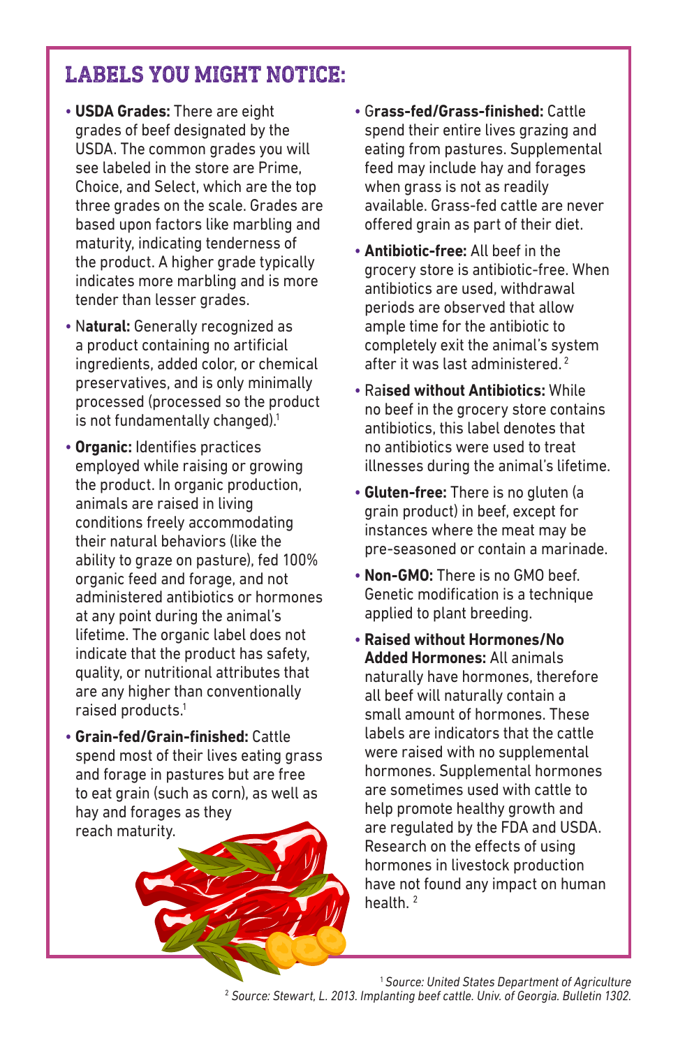## LABELS YOU MIGHT NOTICE:

- **USDA Grades:** There are eight grades of beef designated by the USDA. The common grades you will see labeled in the store are Prime, Choice, and Select, which are the top three grades on the scale. Grades are based upon factors like marbling and maturity, indicating tenderness of the product. A higher grade typically indicates more marbling and is more tender than lesser grades.
- **Natural:** Generally recognized as a product containing no artificial ingredients, added color, or chemical preservatives, and is only minimally processed (processed so the product is not fundamentally changed).[1]
- **Organic:** Identifies practices employed while raising or growing the product. In organic production, animals are raised in living conditions freely accommodating their natural behaviors (like the ability to graze on pasture), fed 100% organic feed and forage, and not administered antibiotics or hormones at any point during the animal's lifetime. The organic label does not indicate that the product has safety, quality, or nutritional attributes that are any higher than conventionally raised products.[1]
- **Grain-fed/Grain-finished:** Cattle spend most of their lives eating grass and forage in pastures but are free to eat grain (such as corn), as well as hay and forages as they reach maturity.
- **Grass-fed/Grass-finished:** Cattle spend their entire lives grazing and eating from pastures. Supplemental feed may include hay and forages when grass is not as readily available. Grass-fed cattle are never offered grain as part of their diet.
- **Antibiotic-free:** All beef in the grocery store is antibiotic-free. When antibiotics are used, withdrawal periods are observed that allow ample time for the antibiotic to completely exit the animal's system after it was last administered.[2]
- **Raised without Antibiotics:** While no beef in the grocery store contains antibiotics, this label denotes that no antibiotics were used to treat illnesses during the animal's lifetime.
- **Gluten-free:** There is no gluten (a grain product) in beef, except for instances where the meat may be pre-seasoned or contain a marinade.
- **Non-GMO:** There is no GMO beef. Genetic modification is a technique applied to plant breeding.
- **Raised without Hormones/No Added Hormones:** All animals naturally have hormones, therefore all beef will naturally contain a small amount of hormones. These labels are indicators that the cattle were raised with no supplemental hormones. Supplemental hormones are sometimes used with cattle to help promote healthy growth and are regulated by the FDA and USDA. Research on the effects of using hormones in livestock production have not found any impact on human health.[2]

[1] *Source: United States Department of Agriculture*

[2] *Source: Stewart, L. 2013. Implanting beef cattle. Univ. of Georgia. Bulletin 1302.*